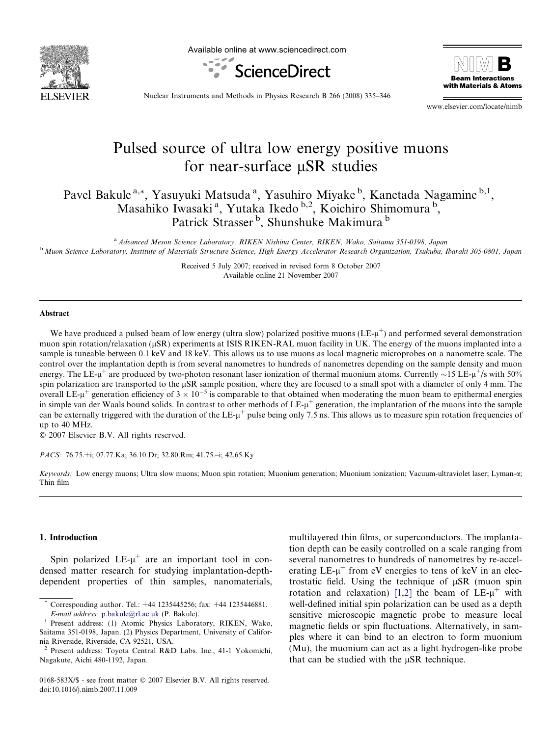# Pulsed source of ultra low energy positive muons for near-surface μSR studies

Pavel Bakule [a,*], Yasuyuki Matsuda [a], Yasuhiro Miyake [b], Kanetada Nagamine [b,1], Masahiko Iwasaki [a], Yutaka Ikedo [b,2], Koichiro Shimomura [b], Patrick Strasser [b], Shunshuke Makimura [b]

[a] Advanced Meson Science Laboratory, RIKEN Nishina Center, RIKEN, Wako, Saitama 351-0198, Japan

[b] Muon Science Laboratory, Institute of Materials Structure Science, High Energy Accelerator Research Organization, Tsukuba, Ibaraki 305-0801, Japan

Received 5 July 2007; received in revised form 8 October 2007

Available online 21 November 2007

## Abstract

We have produced a pulsed beam of low energy (ultra slow) polarized positive muons (LE-$\mu^+$) and performed several demonstration muon spin rotation/relaxation (μSR) experiments at ISIS RIKEN-RAL muon facility in UK. The energy of the muons implanted into a sample is tuneable between 0.1 keV and 18 keV. This allows us to use muons as local magnetic microprobes on a nanometre scale. The control over the implantation depth is from several nanometres to hundreds of nanometres depending on the sample density and muon energy. The LE-$\mu^+$ are produced by two-photon resonant laser ionization of thermal muonium atoms. Currently ~15 LE-$\mu^+$/s with 50% spin polarization are transported to the μSR sample position, where they are focused to a small spot with a diameter of only 4 mm. The overall LE-$\mu^+$ generation efficiency of $3 \times 10^{-5}$ is comparable to that obtained when moderating the muon beam to epithermal energies in simple van der Waals bound solids. In contrast to other methods of LE-$\mu^+$ generation, the implantation of the muons into the sample can be externally triggered with the duration of the LE-$\mu^+$ pulse being only 7.5 ns. This allows us to measure spin rotation frequencies of up to 40 MHz.

© 2007 Elsevier B.V. All rights reserved.

*PACS:* 76.75.+i; 07.77.Ka; 36.10.Dr; 32.80.Rm; 41.75.–i; 42.65.Ky

*Keywords:* Low energy muons; Ultra slow muons; Muon spin rotation; Muonium generation; Muonium ionization; Vacuum-ultraviolet laser; Lyman-α; Thin film

## 1. Introduction

Spin polarized LE-$\mu^+$ are an important tool in condensed matter research for studying implantation-depth-dependent properties of thin samples, nanomaterials, multilayered thin films, or superconductors. The implantation depth can be easily controlled on a scale ranging from several nanometres to hundreds of nanometres by re-accelerating LE-$\mu^+$ from eV energies to tens of keV in an electrostatic field. Using the technique of μSR (muon spin rotation and relaxation) [1,2] the beam of LE-$\mu^+$ with well-defined initial spin polarization can be used as a depth sensitive microscopic magnetic probe to measure local magnetic fields or spin fluctuations. Alternatively, in samples where it can bind to an electron to form muonium (Mu), the muonium can act as a light hydrogen-like probe that can be studied with the μSR technique.

---

* Corresponding author. Tel.: +44 1235445256; fax: +44 1235446881. *E-mail address:* p.bakule@rl.ac.uk (P. Bakule).

[1] Present address: (1) Atomic Physics Laboratory, RIKEN, Wako, Saitama 351-0198, Japan. (2) Physics Department, University of California Riverside, Riverside, CA 92521, USA.

[2] Present address: Toyota Central R&D Labs. Inc., 41-1 Yokomichi, Nagakute, Aichi 480-1192, Japan.

0168-583X/$ - see front matter © 2007 Elsevier B.V. All rights reserved.
doi:10.1016/j.nimb.2007.11.009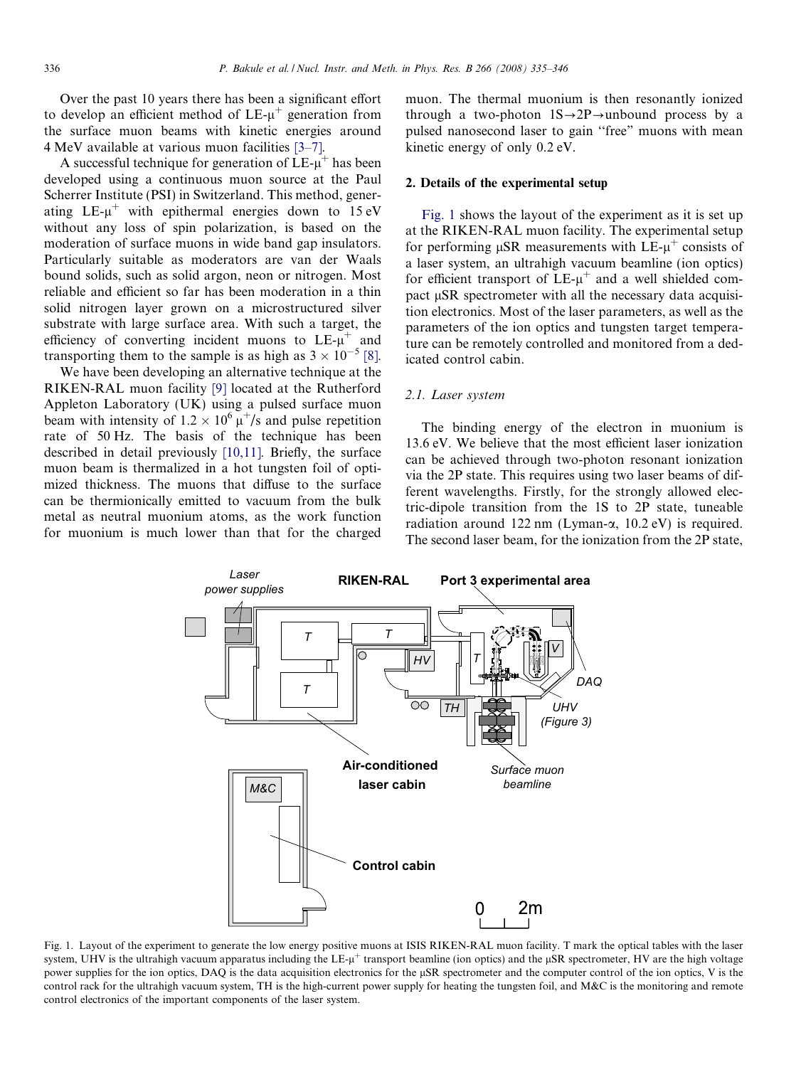Over the past 10 years there has been a significant effort to develop an efficient method of LE-$\mu^+$ generation from the surface muon beams with kinetic energies around 4 MeV available at various muon facilities [3–7].

A successful technique for generation of LE-$\mu^+$ has been developed using a continuous muon source at the Paul Scherrer Institute (PSI) in Switzerland. This method, generating LE-$\mu^+$ with epithermal energies down to 15 eV without any loss of spin polarization, is based on the moderation of surface muons in wide band gap insulators. Particularly suitable as moderators are van der Waals bound solids, such as solid argon, neon or nitrogen. Most reliable and efficient so far has been moderation in a thin solid nitrogen layer grown on a microstructured silver substrate with large surface area. With such a target, the efficiency of converting incident muons to LE-$\mu^+$ and transporting them to the sample is as high as $3 \times 10^{-5}$ [8].

We have been developing an alternative technique at the RIKEN-RAL muon facility [9] located at the Rutherford Appleton Laboratory (UK) using a pulsed surface muon beam with intensity of $1.2 \times 10^6\ \mu^+$/s and pulse repetition rate of 50 Hz. The basis of the technique has been described in detail previously [10,11]. Briefly, the surface muon beam is thermalized in a hot tungsten foil of optimized thickness. The muons that diffuse to the surface can be thermionically emitted to vacuum from the bulk metal as neutral muonium atoms, as the work function for muonium is much lower than that for the charged muon. The thermal muonium is then resonantly ionized through a two-photon 1S→2P→unbound process by a pulsed nanosecond laser to gain "free" muons with mean kinetic energy of only 0.2 eV.

## 2. Details of the experimental setup

Fig. 1 shows the layout of the experiment as it is set up at the RIKEN-RAL muon facility. The experimental setup for performing μSR measurements with LE-$\mu^+$ consists of a laser system, an ultrahigh vacuum beamline (ion optics) for efficient transport of LE-$\mu^+$ and a well shielded compact μSR spectrometer with all the necessary data acquisition electronics. Most of the laser parameters, as well as the parameters of the ion optics and tungsten target temperature can be remotely controlled and monitored from a dedicated control cabin.

### 2.1. Laser system

The binding energy of the electron in muonium is 13.6 eV. We believe that the most efficient laser ionization can be achieved through two-photon resonant ionization via the 2P state. This requires using two laser beams of different wavelengths. Firstly, for the strongly allowed electric-dipole transition from the 1S to 2P state, tuneable radiation around 122 nm (Lyman-α, 10.2 eV) is required. The second laser beam, for the ionization from the 2P state,

Fig. 1. Layout of the experiment to generate the low energy positive muons at ISIS RIKEN-RAL muon facility. T mark the optical tables with the laser system, UHV is the ultrahigh vacuum apparatus including the LE-$\mu^+$ transport beamline (ion optics) and the μSR spectrometer, HV are the high voltage power supplies for the ion optics, DAQ is the data acquisition electronics for the μSR spectrometer and the computer control of the ion optics, V is the control rack for the ultrahigh vacuum system, TH is the high-current power supply for heating the tungsten foil, and M&C is the monitoring and remote control electronics of the important components of the laser system.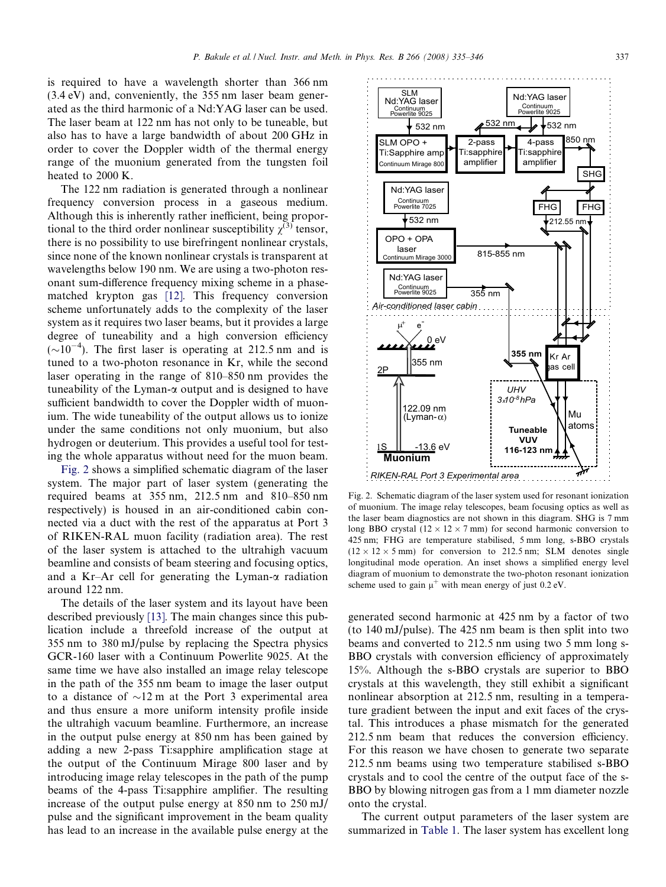is required to have a wavelength shorter than 366 nm (3.4 eV) and, conveniently, the 355 nm laser beam generated as the third harmonic of a Nd:YAG laser can be used. The laser beam at 122 nm has not only to be tuneable, but also has to have a large bandwidth of about 200 GHz in order to cover the Doppler width of the thermal energy range of the muonium generated from the tungsten foil heated to 2000 K.

The 122 nm radiation is generated through a nonlinear frequency conversion process in a gaseous medium. Although this is inherently rather inefficient, being proportional to the third order nonlinear susceptibility $\chi^{(3)}$ tensor, there is no possibility to use birefringent nonlinear crystals, since none of the known nonlinear crystals is transparent at wavelengths below 190 nm. We are using a two-photon resonant sum-difference frequency mixing scheme in a phase-matched krypton gas [12]. This frequency conversion scheme unfortunately adds to the complexity of the laser system as it requires two laser beams, but it provides a large degree of tuneability and a high conversion efficiency ($\sim 10^{-4}$). The first laser is operating at 212.5 nm and is tuned to a two-photon resonance in Kr, while the second laser operating in the range of 810–850 nm provides the tuneability of the Lyman-α output and is designed to have sufficient bandwidth to cover the Doppler width of muonium. The wide tuneability of the output allows us to ionize under the same conditions not only muonium, but also hydrogen or deuterium. This provides a useful tool for testing the whole apparatus without need for the muon beam.

Fig. 2 shows a simplified schematic diagram of the laser system. The major part of laser system (generating the required beams at 355 nm, 212.5 nm and 810–850 nm respectively) is housed in an air-conditioned cabin connected via a duct with the rest of the apparatus at Port 3 of RIKEN-RAL muon facility (radiation area). The rest of the laser system is attached to the ultrahigh vacuum beamline and consists of beam steering and focusing optics, and a Kr–Ar cell for generating the Lyman-α radiation around 122 nm.

The details of the laser system and its layout have been described previously [13]. The main changes since this publication include a threefold increase of the output at 355 nm to 380 mJ/pulse by replacing the Spectra physics GCR-160 laser with a Continuum Powerlite 9025. At the same time we have also installed an image relay telescope in the path of the 355 nm beam to image the laser output to a distance of ~12 m at the Port 3 experimental area and thus ensure a more uniform intensity profile inside the ultrahigh vacuum beamline. Furthermore, an increase in the output pulse energy at 850 nm has been gained by adding a new 2-pass Ti:sapphire amplification stage at the output of the Continuum Mirage 800 laser and by introducing image relay telescopes in the path of the pump beams of the 4-pass Ti:sapphire amplifier. The resulting increase of the output pulse energy at 850 nm to 250 mJ/pulse and the significant improvement in the beam quality has lead to an increase in the available pulse energy at the generated second harmonic at 425 nm by a factor of two (to 140 mJ/pulse). The 425 nm beam is then split into two beams and converted to 212.5 nm using two 5 mm long s-BBO crystals with conversion efficiency of approximately 15%. Although the s-BBO crystals are superior to BBO crystals at this wavelength, they still exhibit a significant nonlinear absorption at 212.5 nm, resulting in a temperature gradient between the input and exit faces of the crystal. This introduces a phase mismatch for the generated 212.5 nm beam that reduces the conversion efficiency. For this reason we have chosen to generate two separate 212.5 nm beams using two temperature stabilised s-BBO crystals and to cool the centre of the output face of the s-BBO by blowing nitrogen gas from a 1 mm diameter nozzle onto the crystal.

Fig. 2. Schematic diagram of the laser system used for resonant ionization of muonium. The image relay telescopes, beam focusing optics as well as the laser beam diagnostics are not shown in this diagram. SHG is 7 mm long BBO crystal (12 × 12 × 7 mm) for second harmonic conversion to 425 nm; FHG are temperature stabilised, 5 mm long, s-BBO crystals (12 × 12 × 5 mm) for conversion to 212.5 nm; SLM denotes single longitudinal mode operation. An inset shows a simplified energy level diagram of muonium to demonstrate the two-photon resonant ionization scheme used to gain $\mu^+$ with mean energy of just 0.2 eV.

The current output parameters of the laser system are summarized in Table 1. The laser system has excellent long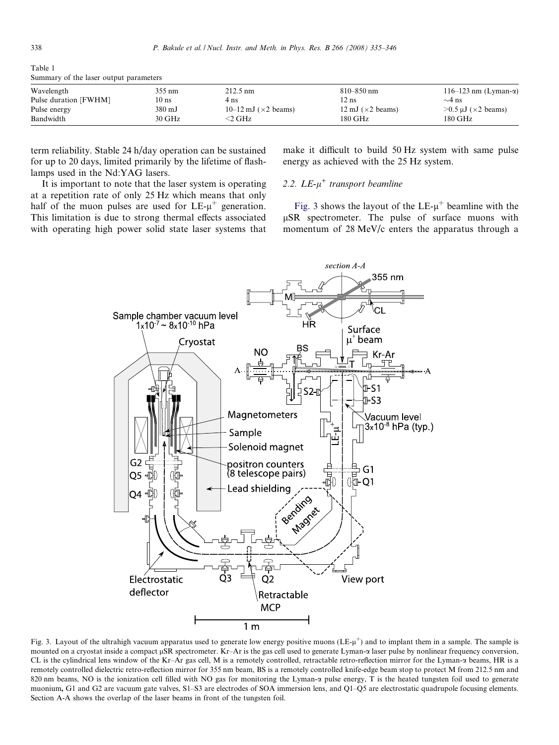Table 1
Summary of the laser output parameters

| Wavelength | 355 nm | 212.5 nm | 810–850 nm | 116–123 nm (Lyman-α) |
|---|---|---|---|---|
| Pulse duration [FWHM] | 10 ns | 4 ns | 12 ns | ~4 ns |
| Pulse energy | 380 mJ | 10–12 mJ (×2 beams) | 12 mJ (×2 beams) | >0.5 μJ (×2 beams) |
| Bandwidth | 30 GHz | <2 GHz | 180 GHz | 180 GHz |

term reliability. Stable 24 h/day operation can be sustained for up to 20 days, limited primarily by the lifetime of flashlamps used in the Nd:YAG lasers.

It is important to note that the laser system is operating at a repetition rate of only 25 Hz which means that only half of the muon pulses are used for LE-$\mu^+$ generation. This limitation is due to strong thermal effects associated with operating high power solid state laser systems that make it difficult to build 50 Hz system with same pulse energy as achieved with the 25 Hz system.

### 2.2. LE-$\mu^+$ transport beamline

Fig. 3 shows the layout of the LE-$\mu^+$ beamline with the μSR spectrometer. The pulse of surface muons with momentum of 28 MeV/c enters the apparatus through a

Fig. 3. Layout of the ultrahigh vacuum apparatus used to generate low energy positive muons (LE-$\mu^+$) and to implant them in a sample. The sample is mounted on a cryostat inside a compact μSR spectrometer. Kr–Ar is the gas cell used to generate Lyman-α laser pulse by nonlinear frequency conversion, CL is the cylindrical lens window of the Kr–Ar gas cell, M is a remotely controlled, retractable retro-reflection mirror for the Lyman-α beams, HR is a remotely controlled dielectric retro-reflection mirror for 355 nm beam, BS is a remotely controlled knife-edge beam stop to protect M from 212.5 nm and 820 nm beams, NO is the ionization cell filled with NO gas for monitoring the Lyman-α pulse energy, T is the heated tungsten foil used to generate muonium, G1 and G2 are vacuum gate valves, S1–S3 are electrodes of SOA immersion lens, and Q1–Q5 are electrostatic quadrupole focusing elements. Section A-A shows the overlap of the laser beams in front of the tungsten foil.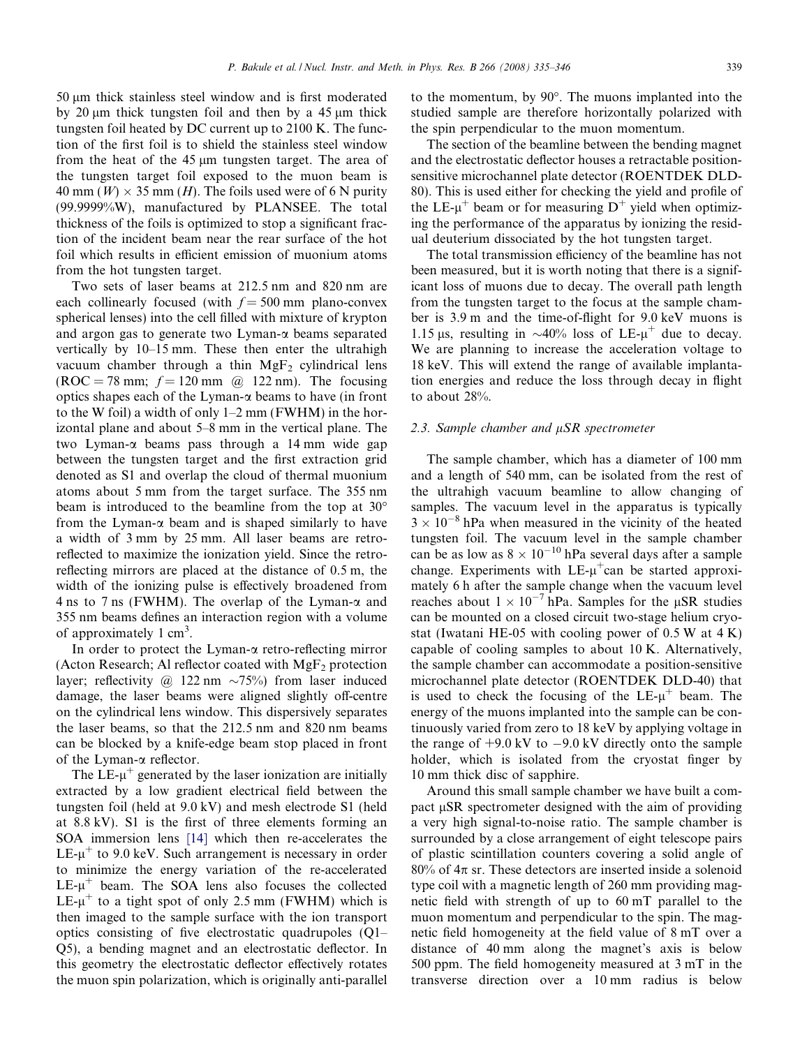50 μm thick stainless steel window and is first moderated by 20 μm thick tungsten foil and then by a 45 μm thick tungsten foil heated by DC current up to 2100 K. The function of the first foil is to shield the stainless steel window from the heat of the 45 μm tungsten target. The area of the tungsten target foil exposed to the muon beam is 40 mm ($W$) × 35 mm ($H$). The foils used were of 6 N purity (99.9999%W), manufactured by PLANSEE. The total thickness of the foils is optimized to stop a significant fraction of the incident beam near the rear surface of the hot foil which results in efficient emission of muonium atoms from the hot tungsten target.

Two sets of laser beams at 212.5 nm and 820 nm are each collinearly focused (with $f = 500$ mm plano-convex spherical lenses) into the cell filled with mixture of krypton and argon gas to generate two Lyman-α beams separated vertically by 10–15 mm. These then enter the ultrahigh vacuum chamber through a thin $MgF_2$ cylindrical lens (ROC = 78 mm; $f = 120$ mm @ 122 nm). The focusing optics shapes each of the Lyman-α beams to have (in front to the W foil) a width of only 1–2 mm (FWHM) in the horizontal plane and about 5–8 mm in the vertical plane. The two Lyman-α beams pass through a 14 mm wide gap between the tungsten target and the first extraction grid denoted as S1 and overlap the cloud of thermal muonium atoms about 5 mm from the target surface. The 355 nm beam is introduced to the beamline from the top at 30° from the Lyman-α beam and is shaped similarly to have a width of 3 mm by 25 mm. All laser beams are retro-reflected to maximize the ionization yield. Since the retro-reflecting mirrors are placed at the distance of 0.5 m, the width of the ionizing pulse is effectively broadened from 4 ns to 7 ns (FWHM). The overlap of the Lyman-α and 355 nm beams defines an interaction region with a volume of approximately 1 $cm^3$.

In order to protect the Lyman-α retro-reflecting mirror (Acton Research; Al reflector coated with $MgF_2$ protection layer; reflectivity @ 122 nm ~75%) from laser induced damage, the laser beams were aligned slightly off-centre on the cylindrical lens window. This dispersively separates the laser beams, so that the 212.5 nm and 820 nm beams can be blocked by a knife-edge beam stop placed in front of the Lyman-α reflector.

The LE-$\mu^+$ generated by the laser ionization are initially extracted by a low gradient electrical field between the tungsten foil (held at 9.0 kV) and mesh electrode S1 (held at 8.8 kV). S1 is the first of three elements forming an SOA immersion lens [14] which then re-accelerates the LE-$\mu^+$ to 9.0 keV. Such arrangement is necessary in order to minimize the energy variation of the re-accelerated LE-$\mu^+$ beam. The SOA lens also focuses the collected LE-$\mu^+$ to a tight spot of only 2.5 mm (FWHM) which is then imaged to the sample surface with the ion transport optics consisting of five electrostatic quadrupoles (Q1–Q5), a bending magnet and an electrostatic deflector. In this geometry the electrostatic deflector effectively rotates the muon spin polarization, which is originally anti-parallel to the momentum, by 90°. The muons implanted into the studied sample are therefore horizontally polarized with the spin perpendicular to the muon momentum.

The section of the beamline between the bending magnet and the electrostatic deflector houses a retractable position-sensitive microchannel plate detector (ROENTDEK DLD-80). This is used either for checking the yield and profile of the LE-$\mu^+$ beam or for measuring $D^+$ yield when optimizing the performance of the apparatus by ionizing the residual deuterium dissociated by the hot tungsten target.

The total transmission efficiency of the beamline has not been measured, but it is worth noting that there is a significant loss of muons due to decay. The overall path length from the tungsten target to the focus at the sample chamber is 3.9 m and the time-of-flight for 9.0 keV muons is 1.15 μs, resulting in ~40% loss of LE-$\mu^+$ due to decay. We are planning to increase the acceleration voltage to 18 keV. This will extend the range of available implantation energies and reduce the loss through decay in flight to about 28%.

### 2.3. Sample chamber and μSR spectrometer

The sample chamber, which has a diameter of 100 mm and a length of 540 mm, can be isolated from the rest of the ultrahigh vacuum beamline to allow changing of samples. The vacuum level in the apparatus is typically $3 \times 10^{-8}$ hPa when measured in the vicinity of the heated tungsten foil. The vacuum level in the sample chamber can be as low as $8 \times 10^{-10}$ hPa several days after a sample change. Experiments with LE-$\mu^+$can be started approximately 6 h after the sample change when the vacuum level reaches about $1 \times 10^{-7}$ hPa. Samples for the μSR studies can be mounted on a closed circuit two-stage helium cryostat (Iwatani HE-05 with cooling power of 0.5 W at 4 K) capable of cooling samples to about 10 K. Alternatively, the sample chamber can accommodate a position-sensitive microchannel plate detector (ROENTDEK DLD-40) that is used to check the focusing of the LE-$\mu^+$ beam. The energy of the muons implanted into the sample can be continuously varied from zero to 18 keV by applying voltage in the range of +9.0 kV to −9.0 kV directly onto the sample holder, which is isolated from the cryostat finger by 10 mm thick disc of sapphire.

Around this small sample chamber we have built a compact μSR spectrometer designed with the aim of providing a very high signal-to-noise ratio. The sample chamber is surrounded by a close arrangement of eight telescope pairs of plastic scintillation counters covering a solid angle of 80% of 4π sr. These detectors are inserted inside a solenoid type coil with a magnetic length of 260 mm providing magnetic field with strength of up to 60 mT parallel to the muon momentum and perpendicular to the spin. The magnetic field homogeneity at the field value of 8 mT over a distance of 40 mm along the magnet's axis is below 500 ppm. The field homogeneity measured at 3 mT in the transverse direction over a 10 mm radius is below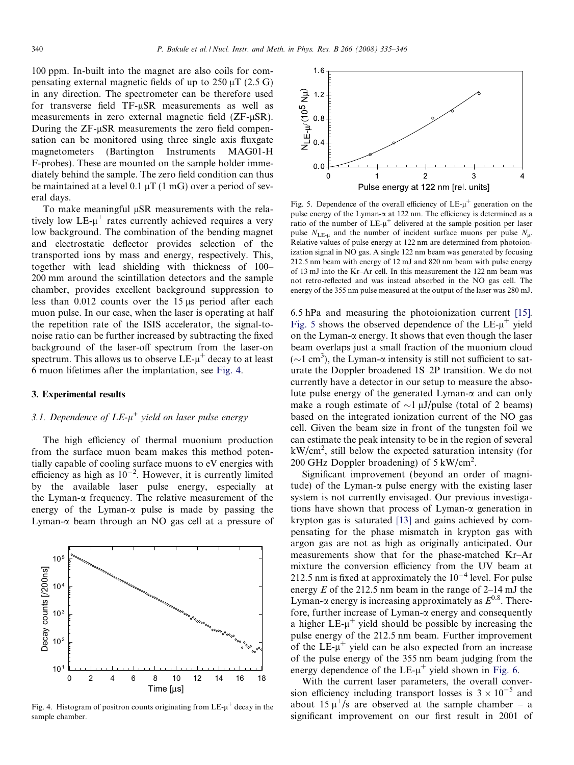100 ppm. In-built into the magnet are also coils for compensating external magnetic fields of up to 250 μT (2.5 G) in any direction. The spectrometer can be therefore used for transverse field TF-μSR measurements as well as measurements in zero external magnetic field (ZF-μSR). During the ZF-μSR measurements the zero field compensation can be monitored using three single axis fluxgate magnetometers (Bartington Instruments MAG01-H F-probes). These are mounted on the sample holder immediately behind the sample. The zero field condition can thus be maintained at a level 0.1 μT (1 mG) over a period of several days.

To make meaningful μSR measurements with the relatively low LE-$\mu^+$ rates currently achieved requires a very low background. The combination of the bending magnet and electrostatic deflector provides selection of the transported ions by mass and energy, respectively. This, together with lead shielding with thickness of 100–200 mm around the scintillation detectors and the sample chamber, provides excellent background suppression to less than 0.012 counts over the 15 μs period after each muon pulse. In our case, when the laser is operating at half the repetition rate of the ISIS accelerator, the signal-to-noise ratio can be further increased by subtracting the fixed background of the laser-off spectrum from the laser-on spectrum. This allows us to observe LE-$\mu^+$ decay to at least 6 muon lifetimes after the implantation, see Fig. 4.

Fig. 4. Histogram of positron counts originating from LE-$\mu^+$ decay in the sample chamber.

## 3. Experimental results

### 3.1. Dependence of LE-$\mu^+$ yield on laser pulse energy

The high efficiency of thermal muonium production from the surface muon beam makes this method potentially capable of cooling surface muons to eV energies with efficiency as high as $10^{-2}$. However, it is currently limited by the available laser pulse energy, especially at the Lyman-α frequency. The relative measurement of the energy of the Lyman-α pulse is made by passing the Lyman-α beam through an NO gas cell at a pressure of 6.5 hPa and measuring the photoionization current [15]. Fig. 5 shows the observed dependence of the LE-$\mu^+$ yield on the Lyman-α energy. It shows that even though the laser beam overlaps just a small fraction of the muonium cloud (~1 cm$^3$), the Lyman-α intensity is still not sufficient to saturate the Doppler broadened 1S–2P transition. We do not currently have a detector in our setup to measure the absolute pulse energy of the generated Lyman-α and can only make a rough estimate of ~1 μJ/pulse (total of 2 beams) based on the integrated ionization current of the NO gas cell. Given the beam size in front of the tungsten foil we can estimate the peak intensity to be in the region of several kW/cm$^2$, still below the expected saturation intensity (for 200 GHz Doppler broadening) of 5 kW/cm$^2$.

Fig. 5. Dependence of the overall efficiency of LE-$\mu^+$ generation on the pulse energy of the Lyman-α at 122 nm. The efficiency is determined as a ratio of the number of LE-$\mu^+$ delivered at the sample position per laser pulse $N_{\text{LE-}\mu}$ and the number of incident surface muons per pulse $N_\mu$. Relative values of pulse energy at 122 nm are determined from photoionization signal in NO gas. A single 122 nm beam was generated by focusing 212.5 nm beam with energy of 12 mJ and 820 nm beam with pulse energy of 13 mJ into the Kr–Ar cell. In this measurement the 122 nm beam was not retro-reflected and was instead absorbed in the NO gas cell. The energy of the 355 nm pulse measured at the output of the laser was 280 mJ.

Significant improvement (beyond an order of magnitude) of the Lyman-α pulse energy with the existing laser system is not currently envisaged. Our previous investigations have shown that process of Lyman-α generation in krypton gas is saturated [13] and gains achieved by compensating for the phase mismatch in krypton gas with argon gas are not as high as originally anticipated. Our measurements show that for the phase-matched Kr–Ar mixture the conversion efficiency from the UV beam at 212.5 nm is fixed at approximately the $10^{-4}$ level. For pulse energy $E$ of the 212.5 nm beam in the range of 2–14 mJ the Lyman-α energy is increasing approximately as $E^{0.8}$. Therefore, further increase of Lyman-α energy and consequently a higher LE-$\mu^+$ yield should be possible by increasing the pulse energy of the 212.5 nm beam. Further improvement of the LE-$\mu^+$ yield can be also expected from an increase of the pulse energy of the 355 nm beam judging from the energy dependence of the LE-$\mu^+$ yield shown in Fig. 6.

With the current laser parameters, the overall conversion efficiency including transport losses is $3 \times 10^{-5}$ and about 15 $\mu^+$/s are observed at the sample chamber – a significant improvement on our first result in 2001 of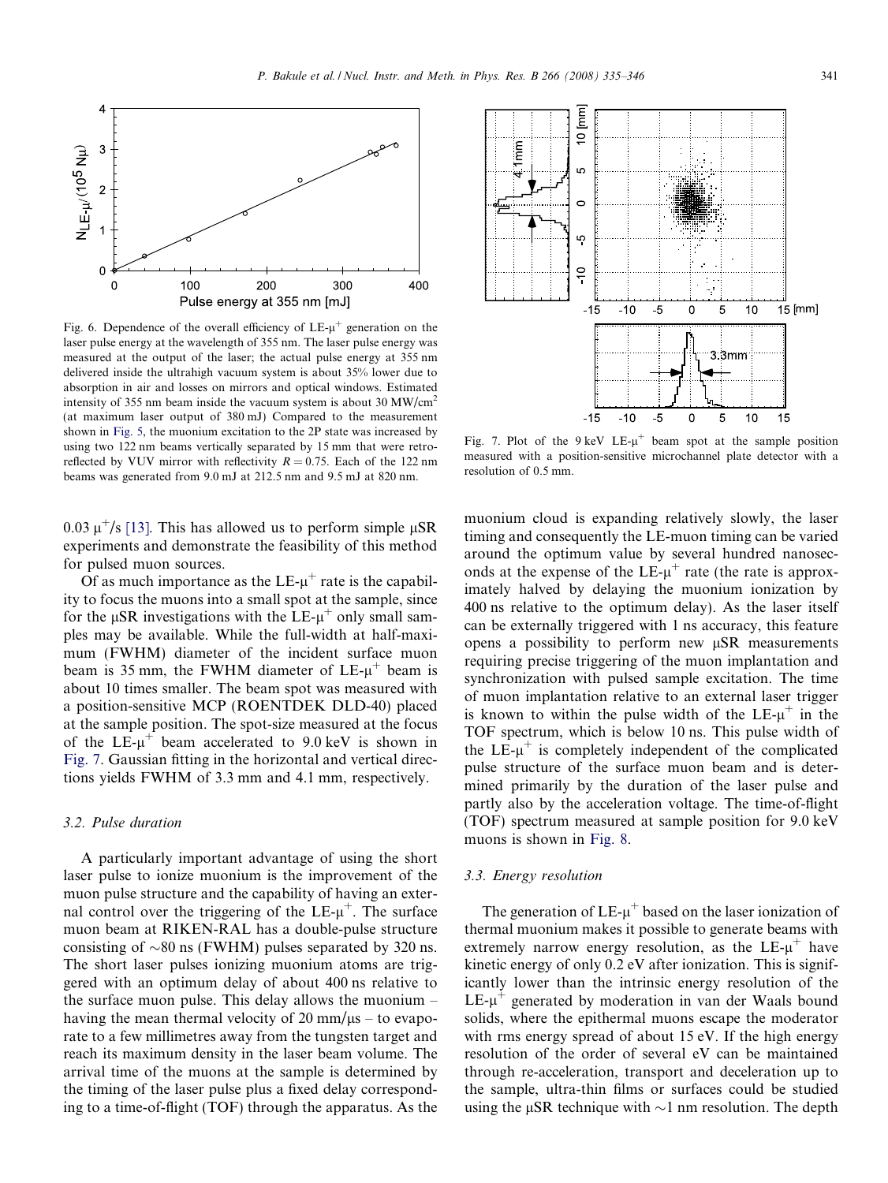Fig. 6. Dependence of the overall efficiency of LE-$\mu^+$ generation on the laser pulse energy at the wavelength of 355 nm. The laser pulse energy was measured at the output of the laser; the actual pulse energy at 355 nm delivered inside the ultrahigh vacuum system is about 35% lower due to absorption in air and losses on mirrors and optical windows. Estimated intensity of 355 nm beam inside the vacuum system is about 30 MW/cm$^2$ (at maximum laser output of 380 mJ) Compared to the measurement shown in Fig. 5, the muonium excitation to the 2P state was increased by using two 122 nm beams vertically separated by 15 mm that were retro-reflected by VUV mirror with reflectivity $R = 0.75$. Each of the 122 nm beams was generated from 9.0 mJ at 212.5 nm and 9.5 mJ at 820 nm.

Fig. 7. Plot of the 9 keV LE-$\mu^+$ beam spot at the sample position measured with a position-sensitive microchannel plate detector with a resolution of 0.5 mm.

0.03 $\mu^+$/s [13]. This has allowed us to perform simple μSR experiments and demonstrate the feasibility of this method for pulsed muon sources.

Of as much importance as the LE-$\mu^+$ rate is the capability to focus the muons into a small spot at the sample, since for the μSR investigations with the LE-$\mu^+$ only small samples may be available. While the full-width at half-maximum (FWHM) diameter of the incident surface muon beam is 35 mm, the FWHM diameter of LE-$\mu^+$ beam is about 10 times smaller. The beam spot was measured with a position-sensitive MCP (ROENTDEK DLD-40) placed at the sample position. The spot-size measured at the focus of the LE-$\mu^+$ beam accelerated to 9.0 keV is shown in Fig. 7. Gaussian fitting in the horizontal and vertical directions yields FWHM of 3.3 mm and 4.1 mm, respectively.

### 3.2. Pulse duration

A particularly important advantage of using the short laser pulse to ionize muonium is the improvement of the muon pulse structure and the capability of having an external control over the triggering of the LE-$\mu^+$. The surface muon beam at RIKEN-RAL has a double-pulse structure consisting of ~80 ns (FWHM) pulses separated by 320 ns. The short laser pulses ionizing muonium atoms are triggered with an optimum delay of about 400 ns relative to the surface muon pulse. This delay allows the muonium – having the mean thermal velocity of 20 mm/μs – to evaporate to a few millimetres away from the tungsten target and reach its maximum density in the laser beam volume. The arrival time of the muons at the sample is determined by the timing of the laser pulse plus a fixed delay corresponding to a time-of-flight (TOF) through the apparatus. As the muonium cloud is expanding relatively slowly, the laser timing and consequently the LE-muon timing can be varied around the optimum value by several hundred nanoseconds at the expense of the LE-$\mu^+$ rate (the rate is approximately halved by delaying the muonium ionization by 400 ns relative to the optimum delay). As the laser itself can be externally triggered with 1 ns accuracy, this feature opens a possibility to perform new μSR measurements requiring precise triggering of the muon implantation and synchronization with pulsed sample excitation. The time of muon implantation relative to an external laser trigger is known to within the pulse width of the LE-$\mu^+$ in the TOF spectrum, which is below 10 ns. This pulse width of the LE-$\mu^+$ is completely independent of the complicated pulse structure of the surface muon beam and is determined primarily by the duration of the laser pulse and partly also by the acceleration voltage. The time-of-flight (TOF) spectrum measured at sample position for 9.0 keV muons is shown in Fig. 8.

### 3.3. Energy resolution

The generation of LE-$\mu^+$ based on the laser ionization of thermal muonium makes it possible to generate beams with extremely narrow energy resolution, as the LE-$\mu^+$ have kinetic energy of only 0.2 eV after ionization. This is significantly lower than the intrinsic energy resolution of the LE-$\mu^+$ generated by moderation in van der Waals bound solids, where the epithermal muons escape the moderator with rms energy spread of about 15 eV. If the high energy resolution of the order of several eV can be maintained through re-acceleration, transport and deceleration up to the sample, ultra-thin films or surfaces could be studied using the μSR technique with ~1 nm resolution. The depth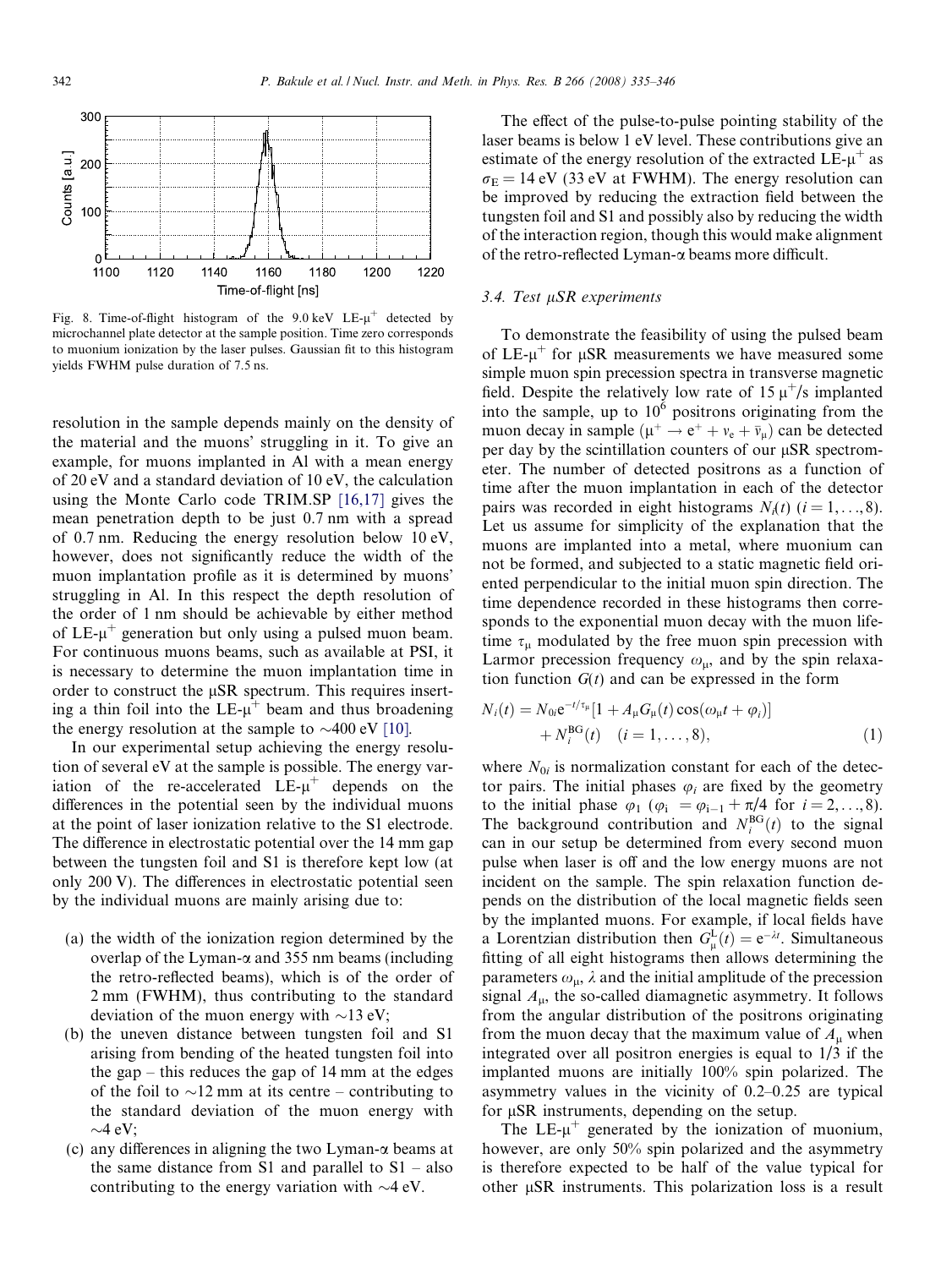Fig. 8. Time-of-flight histogram of the 9.0 keV LE-$\mu^+$ detected by microchannel plate detector at the sample position. Time zero corresponds to muonium ionization by the laser pulses. Gaussian fit to this histogram yields FWHM pulse duration of 7.5 ns.

resolution in the sample depends mainly on the density of the material and the muons' struggling in it. To give an example, for muons implanted in Al with a mean energy of 20 eV and a standard deviation of 10 eV, the calculation using the Monte Carlo code TRIM.SP [16,17] gives the mean penetration depth to be just 0.7 nm with a spread of 0.7 nm. Reducing the energy resolution below 10 eV, however, does not significantly reduce the width of the muon implantation profile as it is determined by muons' struggling in Al. In this respect the depth resolution of the order of 1 nm should be achievable by either method of LE-$\mu^+$ generation but only using a pulsed muon beam. For continuous muons beams, such as available at PSI, it is necessary to determine the muon implantation time in order to construct the μSR spectrum. This requires inserting a thin foil into the LE-$\mu^+$ beam and thus broadening the energy resolution at the sample to ~400 eV [10].

In our experimental setup achieving the energy resolution of several eV at the sample is possible. The energy variation of the re-accelerated LE-$\mu^+$ depends on the differences in the potential seen by the individual muons at the point of laser ionization relative to the S1 electrode. The difference in electrostatic potential over the 14 mm gap between the tungsten foil and S1 is therefore kept low (at only 200 V). The differences in electrostatic potential seen by the individual muons are mainly arising due to:

(a) the width of the ionization region determined by the overlap of the Lyman-α and 355 nm beams (including the retro-reflected beams), which is of the order of 2 mm (FWHM), thus contributing to the standard deviation of the muon energy with ~13 eV;
(b) the uneven distance between tungsten foil and S1 arising from bending of the heated tungsten foil into the gap – this reduces the gap of 14 mm at the edges of the foil to ~12 mm at its centre – contributing to the standard deviation of the muon energy with ~4 eV;
(c) any differences in aligning the two Lyman-α beams at the same distance from S1 and parallel to S1 – also contributing to the energy variation with ~4 eV.

The effect of the pulse-to-pulse pointing stability of the laser beams is below 1 eV level. These contributions give an estimate of the energy resolution of the extracted LE-$\mu^+$ as $\sigma_E = 14$ eV (33 eV at FWHM). The energy resolution can be improved by reducing the extraction field between the tungsten foil and S1 and possibly also by reducing the width of the interaction region, though this would make alignment of the retro-reflected Lyman-α beams more difficult.

### 3.4. Test μSR experiments

To demonstrate the feasibility of using the pulsed beam of LE-$\mu^+$ for μSR measurements we have measured some simple muon spin precession spectra in transverse magnetic field. Despite the relatively low rate of 15 $\mu^+$/s implanted into the sample, up to $10^6$ positrons originating from the muon decay in sample ($\mu^+ \rightarrow e^+ + \nu_e + \bar{\nu}_\mu$) can be detected per day by the scintillation counters of our μSR spectrometer. The number of detected positrons as a function of time after the muon implantation in each of the detector pairs was recorded in eight histograms $N_i(t)$ ($i = 1,\ldots,8$). Let us assume for simplicity of the explanation that the muons are implanted into a metal, where muonium can not be formed, and subjected to a static magnetic field oriented perpendicular to the initial muon spin direction. The time dependence recorded in these histograms then corresponds to the exponential muon decay with the muon lifetime $\tau_\mu$ modulated by the free muon spin precession with Larmor precession frequency $\omega_\mu$, and by the spin relaxation function $G(t)$ and can be expressed in the form

$$N_i(t) = N_{0i}e^{-t/\tau_\mu}[1 + A_\mu G_\mu(t)\cos(\omega_\mu t + \varphi_i)] + N_i^{\mathrm{BG}}(t) \quad (i = 1,\ldots,8), \tag{1}$$

where $N_{0i}$ is normalization constant for each of the detector pairs. The initial phases $\varphi_i$ are fixed by the geometry to the initial phase $\varphi_1$ ($\varphi_i = \varphi_{i-1} + \pi/4$ for $i = 2,\ldots,8$). The background contribution and $N_i^{\mathrm{BG}}(t)$ to the signal can in our setup be determined from every second muon pulse when laser is off and the low energy muons are not incident on the sample. The spin relaxation function depends on the distribution of the local magnetic fields seen by the implanted muons. For example, if local fields have a Lorentzian distribution then $G_\mu^{\mathrm{L}}(t) = e^{-\lambda t}$. Simultaneous fitting of all eight histograms then allows determining the parameters $\omega_\mu$, $\lambda$ and the initial amplitude of the precession signal $A_\mu$, the so-called diamagnetic asymmetry. It follows from the angular distribution of the positrons originating from the muon decay that the maximum value of $A_\mu$ when integrated over all positron energies is equal to 1/3 if the implanted muons are initially 100% spin polarized. The asymmetry values in the vicinity of 0.2–0.25 are typical for μSR instruments, depending on the setup.

The LE-$\mu^+$ generated by the ionization of muonium, however, are only 50% spin polarized and the asymmetry is therefore expected to be half of the value typical for other μSR instruments. This polarization loss is a result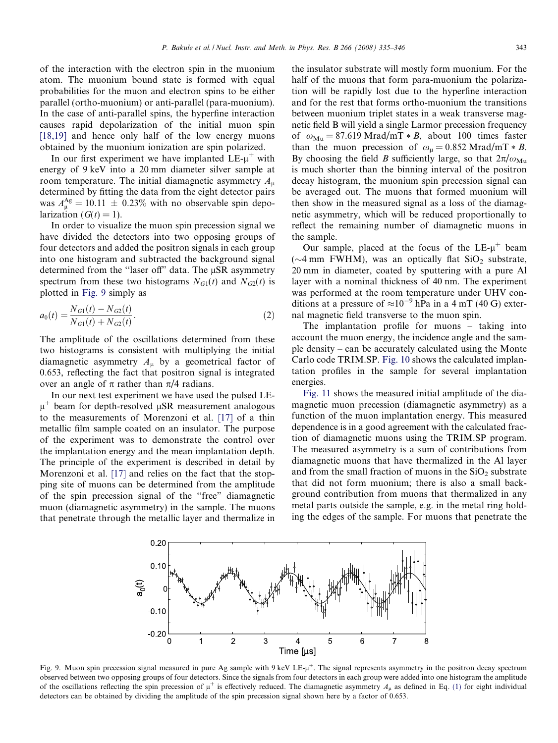of the interaction with the electron spin in the muonium atom. The muonium bound state is formed with equal probabilities for the muon and electron spins to be either parallel (ortho-muonium) or anti-parallel (para-muonium). In the case of anti-parallel spins, the hyperfine interaction causes rapid depolarization of the initial muon spin [18,19] and hence only half of the low energy muons obtained by the muonium ionization are spin polarized.

In our first experiment we have implanted LE-$\mu^+$ with energy of 9 keV into a 20 mm diameter silver sample at room temperature. The initial diamagnetic asymmetry $A_\mu$ determined by fitting the data from the eight detector pairs was $A_\mu^{Ag} = 10.11 \pm 0.23\%$ with no observable spin depolarization ($G(t) = 1$).

In order to visualize the muon spin precession signal we have divided the detectors into two opposing groups of four detectors and added the positron signals in each group into one histogram and subtracted the background signal determined from the "laser off" data. The μSR asymmetry spectrum from these two histograms $N_{G1}(t)$ and $N_{G2}(t)$ is plotted in Fig. 9 simply as

$$a_0(t) = \frac{N_{G1}(t) - N_{G2}(t)}{N_{G1}(t) + N_{G2}(t)}. \quad (2)$$

The amplitude of the oscillations determined from these two histograms is consistent with multiplying the initial diamagnetic asymmetry $A_\mu$ by a geometrical factor of 0.653, reflecting the fact that positron signal is integrated over an angle of $\pi$ rather than $\pi/4$ radians.

In our next test experiment we have used the pulsed LE-$\mu^+$ beam for depth-resolved μSR measurement analogous to the measurements of Morenzoni et al. [17] of a thin metallic film sample coated on an insulator. The purpose of the experiment was to demonstrate the control over the implantation energy and the mean implantation depth. The principle of the experiment is described in detail by Morenzoni et al. [17] and relies on the fact that the stopping site of muons can be determined from the amplitude of the spin precession signal of the "free" diamagnetic muon (diamagnetic asymmetry) in the sample. The muons that penetrate through the metallic layer and thermalize in the insulator substrate will mostly form muonium. For the half of the muons that form para-muonium the polarization will be rapidly lost due to the hyperfine interaction and for the rest that forms ortho-muonium the transitions between muonium triplet states in a weak transverse magnetic field B will yield a single Larmor precession frequency of $\omega_{Mu} = 87.619$ Mrad/mT $*$ $B$, about 100 times faster than the muon precession of $\omega_\mu = 0.852$ Mrad/mT $*$ $B$. By choosing the field $B$ sufficiently large, so that $2\pi/\omega_{Mu}$ is much shorter than the binning interval of the positron decay histogram, the muonium spin precession signal can be averaged out. The muons that formed muonium will then show in the measured signal as a loss of the diamagnetic asymmetry, which will be reduced proportionally to reflect the remaining number of diamagnetic muons in the sample.

Our sample, placed at the focus of the LE-$\mu^+$ beam (~4 mm FWHM), was an optically flat $SiO_2$ substrate, 20 mm in diameter, coated by sputtering with a pure Al layer with a nominal thickness of 40 nm. The experiment was performed at the room temperature under UHV conditions at a pressure of $\approx 10^{-9}$ hPa in a 4 mT (40 G) external magnetic field transverse to the muon spin.

The implantation profile for muons – taking into account the muon energy, the incidence angle and the sample density – can be accurately calculated using the Monte Carlo code TRIM.SP. Fig. 10 shows the calculated implantation profiles in the sample for several implantation energies.

Fig. 11 shows the measured initial amplitude of the diamagnetic muon precession (diamagnetic asymmetry) as a function of the muon implantation energy. This measured dependence is in a good agreement with the calculated fraction of diamagnetic muons using the TRIM.SP program. The measured asymmetry is a sum of contributions from diamagnetic muons that have thermalized in the Al layer and from the small fraction of muons in the $SiO_2$ substrate that did not form muonium; there is also a small background contribution from muons that thermalized in any metal parts outside the sample, e.g. in the metal ring holding the edges of the sample. For muons that penetrate the

Fig. 9. Muon spin precession signal measured in pure Ag sample with 9 keV LE-$\mu^+$. The signal represents asymmetry in the positron decay spectrum observed between two opposing groups of four detectors. Since the signals from four detectors in each group were added into one histogram the amplitude of the oscillations reflecting the spin precession of $\mu^+$ is effectively reduced. The diamagnetic asymmetry $A_\mu$ as defined in Eq. (1) for eight individual detectors can be obtained by dividing the amplitude of the spin precession signal shown here by a factor of 0.653.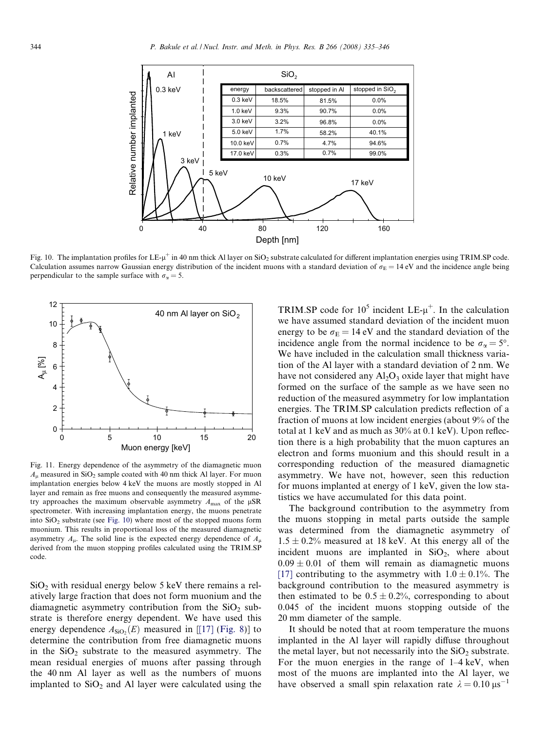| energy | backscattered | stopped in Al | stopped in $SiO_2$ |
|---|---|---|---|
| 0.3 keV | 18.5% | 81.5% | 0.0% |
| 1.0 keV | 9.3% | 90.7% | 0.0% |
| 3.0 keV | 3.2% | 96.8% | 0.0% |
| 5.0 keV | 1.7% | 58.2% | 40.1% |
| 10.0 keV | 0.7% | 4.7% | 94.6% |
| 17.0 keV | 0.3% | 0.7% | 99.0% |

Fig. 10. The implantation profiles for LE-$\mu^+$ in 40 nm thick Al layer on $SiO_2$ substrate calculated for different implantation energies using TRIM.SP code. Calculation assumes narrow Gaussian energy distribution of the incident muons with a standard deviation of $\sigma_E = 14$ eV and the incidence angle being perpendicular to the sample surface with $\sigma_\alpha = 5$.

Fig. 11. Energy dependence of the asymmetry of the diamagnetic muon $A_\mu$ measured in $SiO_2$ sample coated with 40 nm thick Al layer. For muon implantation energies below 4 keV the muons are mostly stopped in Al layer and remain as free muons and consequently the measured asymmetry approaches the maximum observable asymmetry $A_{max}$ of the μSR spectrometer. With increasing implantation energy, the muons penetrate into $SiO_2$ substrate (see Fig. 10) where most of the stopped muons form muonium. This results in proportional loss of the measured diamagnetic asymmetry $A_\mu$. The solid line is the expected energy dependence of $A_\mu$ derived from the muon stopping profiles calculated using the TRIM.SP code.

$SiO_2$ with residual energy below 5 keV there remains a relatively large fraction that does not form muonium and the diamagnetic asymmetry contribution from the $SiO_2$ substrate is therefore energy dependent. We have used this energy dependence $A_{SiO_2}(E)$ measured in [[17] (Fig. 8)] to determine the contribution from free diamagnetic muons in the $SiO_2$ substrate to the measured asymmetry. The mean residual energies of muons after passing through the 40 nm Al layer as well as the numbers of muons implanted to $SiO_2$ and Al layer were calculated using the TRIM.SP code for $10^5$ incident LE-$\mu^+$. In the calculation we have assumed standard deviation of the incident muon energy to be $\sigma_E = 14$ eV and the standard deviation of the incidence angle from the normal incidence to be $\sigma_\alpha = 5°$. We have included in the calculation small thickness variation of the Al layer with a standard deviation of 2 nm. We have not considered any $Al_2O_3$ oxide layer that might have formed on the surface of the sample as we have seen no reduction of the measured asymmetry for low implantation energies. The TRIM.SP calculation predicts reflection of a fraction of muons at low incident energies (about 9% of the total at 1 keV and as much as 30% at 0.1 keV). Upon reflection there is a high probability that the muon captures an electron and forms muonium and this should result in a corresponding reduction of the measured diamagnetic asymmetry. We have not, however, seen this reduction for muons implanted at energy of 1 keV, given the low statistics we have accumulated for this data point.

The background contribution to the asymmetry from the muons stopping in metal parts outside the sample was determined from the diamagnetic asymmetry of $1.5 \pm 0.2\%$ measured at 18 keV. At this energy all of the incident muons are implanted in $SiO_2$, where about $0.09 \pm 0.01$ of them will remain as diamagnetic muons [17] contributing to the asymmetry with $1.0 \pm 0.1\%$. The background contribution to the measured asymmetry is then estimated to be $0.5 \pm 0.2\%$, corresponding to about 0.045 of the incident muons stopping outside of the 20 mm diameter of the sample.

It should be noted that at room temperature the muons implanted in the Al layer will rapidly diffuse throughout the metal layer, but not necessarily into the $SiO_2$ substrate. For the muon energies in the range of 1–4 keV, when most of the muons are implanted into the Al layer, we have observed a small spin relaxation rate $\lambda = 0.10\ \mu s^{-1}$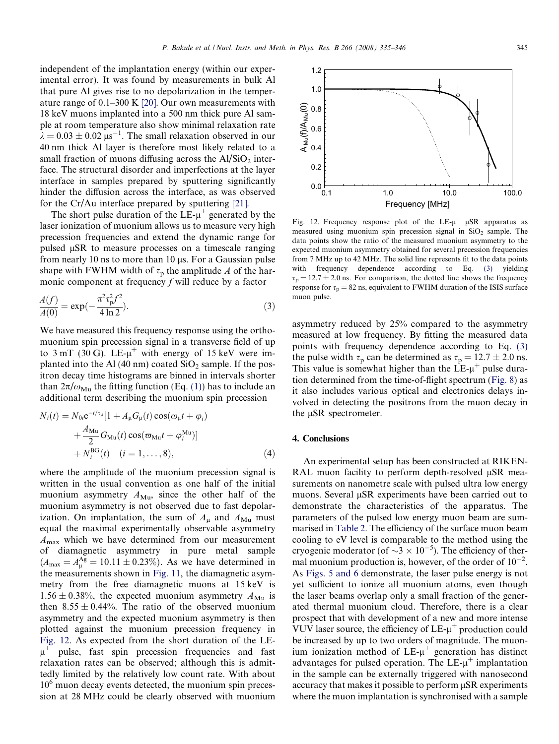independent of the implantation energy (within our experimental error). It was found by measurements in bulk Al that pure Al gives rise to no depolarization in the temperature range of 0.1–300 K [20]. Our own measurements with 18 keV muons implanted into a 500 nm thick pure Al sample at room temperature also show minimal relaxation rate $\lambda = 0.03 \pm 0.02\ \mu s^{-1}$. The small relaxation observed in our 40 nm thick Al layer is therefore most likely related to a small fraction of muons diffusing across the Al/$SiO_2$ interface. The structural disorder and imperfections at the layer interface in samples prepared by sputtering significantly hinder the diffusion across the interface, as was observed for the Cr/Au interface prepared by sputtering [21].

The short pulse duration of the LE-$\mu^+$ generated by the laser ionization of muonium allows us to measure very high precession frequencies and extend the dynamic range for pulsed μSR to measure processes on a timescale ranging from nearly 10 ns to more than 10 μs. For a Gaussian pulse shape with FWHM width of $\tau_p$ the amplitude $A$ of the harmonic component at frequency $f$ will reduce by a factor

$$\frac{A(f)}{A(0)} = \exp\left(-\frac{\pi^2 \tau_p^2 f^2}{4 \ln 2}\right). \tag{3}$$

We have measured this frequency response using the orthomuonium spin precession signal in a transverse field of up to 3 mT (30 G). LE-$\mu^+$ with energy of 15 keV were implanted into the Al (40 nm) coated $SiO_2$ sample. If the positron decay time histograms are binned in intervals shorter than $2\pi/\omega_{Mu}$ the fitting function (Eq. (1)) has to include an additional term describing the muonium spin precession

$$\begin{aligned} N_i(t) = {} & N_{0i} e^{-t/\tau_\mu} [1 + A_\mu G_\mu(t) \cos(\omega_\mu t + \varphi_i) \\ & + \frac{A_{Mu}}{2} G_{Mu}(t) \cos(\varpi_{Mu} t + \varphi_i^{Mu})] \\ & + N_i^{BG}(t) \quad (i = 1, \ldots, 8), \end{aligned} \tag{4}$$

where the amplitude of the muonium precession signal is written in the usual convention as one half of the initial muonium asymmetry $A_{Mu}$, since the other half of the muonium asymmetry is not observed due to fast depolarization. On implantation, the sum of $A_\mu$ and $A_{Mu}$ must equal the maximal experimentally observable asymmetry $A_{max}$ which we have determined from our measurement of diamagnetic asymmetry in pure metal sample ($A_{max} = A_\mu^{Ag} = 10.11 \pm 0.23\%$). As we have determined in the measurements shown in Fig. 11, the diamagnetic asymmetry from the free diamagnetic muons at 15 keV is $1.56 \pm 0.38\%$, the expected muonium asymmetry $A_{Mu}$ is then $8.55 \pm 0.44\%$. The ratio of the observed muonium asymmetry and the expected muonium asymmetry is then plotted against the muonium precession frequency in Fig. 12. As expected from the short duration of the LE-$\mu^+$ pulse, fast spin precession frequencies and fast relaxation rates can be observed; although this is admittedly limited by the relatively low count rate. With about $10^6$ muon decay events detected, the muonium spin precession at 28 MHz could be clearly observed with muonium asymmetry reduced by 25% compared to the asymmetry measured at low frequency. By fitting the measured data points with frequency dependence according to Eq. (3) the pulse width $\tau_p$ can be determined as $\tau_p = 12.7 \pm 2.0$ ns. This value is somewhat higher than the LE-$\mu^+$ pulse duration determined from the time-of-flight spectrum (Fig. 8) as it also includes various optical and electronics delays involved in detecting the positrons from the muon decay in the μSR spectrometer.

Fig. 12. Frequency response plot of the LE-$\mu^+$ μSR apparatus as measured using muonium spin precession signal in $SiO_2$ sample. The data points show the ratio of the measured muonium asymmetry to the expected muonium asymmetry obtained for several precession frequencies from 7 MHz up to 42 MHz. The solid line represents fit to the data points with frequency dependence according to Eq. (3) yielding $\tau_p = 12.7 \pm 2.0$ ns. For comparison, the dotted line shows the frequency response for $\tau_p = 82$ ns, equivalent to FWHM duration of the ISIS surface muon pulse.

## 4. Conclusions

An experimental setup has been constructed at RIKEN-RAL muon facility to perform depth-resolved μSR measurements on nanometre scale with pulsed ultra low energy muons. Several μSR experiments have been carried out to demonstrate the characteristics of the apparatus. The parameters of the pulsed low energy muon beam are summarised in Table 2. The efficiency of the surface muon beam cooling to eV level is comparable to the method using the cryogenic moderator (of $\sim 3 \times 10^{-5}$). The efficiency of thermal muonium production is, however, of the order of $10^{-2}$. As Figs. 5 and 6 demonstrate, the laser pulse energy is not yet sufficient to ionize all muonium atoms, even though the laser beams overlap only a small fraction of the generated thermal muonium cloud. Therefore, there is a clear prospect that with development of a new and more intense VUV laser source, the efficiency of LE-$\mu^+$ production could be increased by up to two orders of magnitude. The muonium ionization method of LE-$\mu^+$ generation has distinct advantages for pulsed operation. The LE-$\mu^+$ implantation in the sample can be externally triggered with nanosecond accuracy that makes it possible to perform μSR experiments where the muon implantation is synchronised with a sample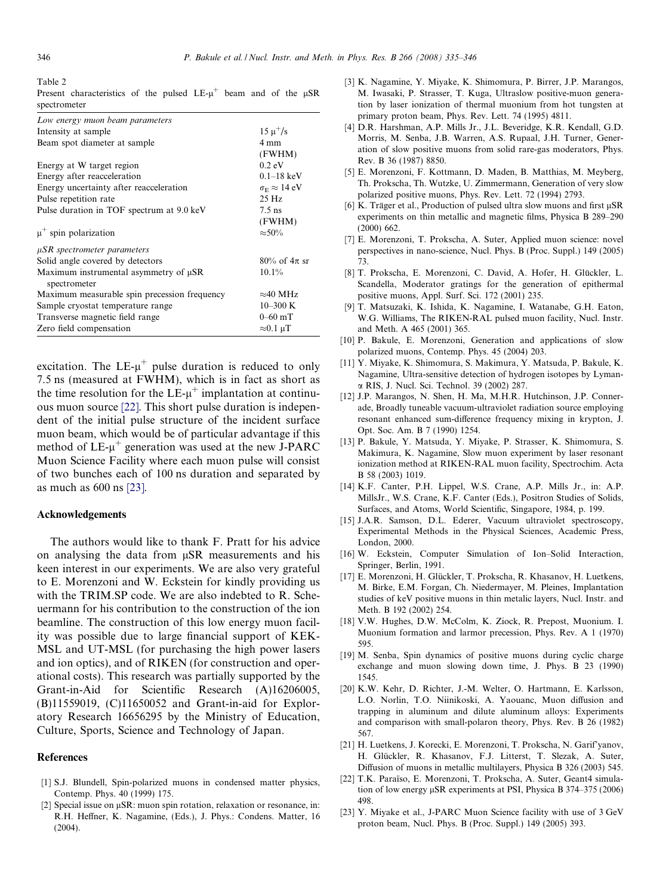Table 2
Present characteristics of the pulsed LE-$\mu^+$ beam and of the $\mu$SR spectrometer

| | |
|---|---|
| *Low energy muon beam parameters* | |
| Intensity at sample | 15 $\mu^+$/s |
| Beam spot diameter at sample | 4 mm (FWHM) |
| Energy at W target region | 0.2 eV |
| Energy after reacceleration | 0.1–18 keV |
| Energy uncertainty after reacceleration | $\sigma_E \approx 14$ eV |
| Pulse repetition rate | 25 Hz |
| Pulse duration in TOF spectrum at 9.0 keV | 7.5 ns (FWHM) |
| $\mu^+$ spin polarization | ≈50% |
| *μSR spectrometer parameters* | |
| Solid angle covered by detectors | 80% of 4π sr |
| Maximum instrumental asymmetry of μSR spectrometer | 10.1% |
| Maximum measurable spin precession frequency | ≈40 MHz |
| Sample cryostat temperature range | 10–300 K |
| Transverse magnetic field range | 0–60 mT |
| Zero field compensation | ≈0.1 μT |

excitation. The LE-$\mu^+$ pulse duration is reduced to only 7.5 ns (measured at FWHM), which is in fact as short as the time resolution for the LE-$\mu^+$ implantation at continuous muon source [22]. This short pulse duration is independent of the initial pulse structure of the incident surface muon beam, which would be of particular advantage if this method of LE-$\mu^+$ generation was used at the new J-PARC Muon Science Facility where each muon pulse will consist of two bunches each of 100 ns duration and separated by as much as 600 ns [23].

## Acknowledgements

The authors would like to thank F. Pratt for his advice on analysing the data from μSR measurements and his keen interest in our experiments. We are also very grateful to E. Morenzoni and W. Eckstein for kindly providing us with the TRIM.SP code. We are also indebted to R. Scheuermann for his contribution to the construction of the ion beamline. The construction of this low energy muon facility was possible due to large financial support of KEK-MSL and UT-MSL (for purchasing the high power lasers and ion optics), and of RIKEN (for construction and operational costs). This research was partially supported by the Grant-in-Aid for Scientific Research (A)16206005, (B)11559019, (C)11650052 and Grant-in-aid for Exploratory Research 16656295 by the Ministry of Education, Culture, Sports, Science and Technology of Japan.

## References

[1] S.J. Blundell, Spin-polarized muons in condensed matter physics, Contemp. Phys. 40 (1999) 175.

[2] Special issue on μSR: muon spin rotation, relaxation or resonance, in: R.H. Heffner, K. Nagamine, (Eds.), J. Phys.: Condens. Matter, 16 (2004).

[3] K. Nagamine, Y. Miyake, K. Shimomura, P. Birrer, J.P. Marangos, M. Iwasaki, P. Strasser, T. Kuga, Ultraslow positive-muon generation by laser ionization of thermal muonium from hot tungsten at primary proton beam, Phys. Rev. Lett. 74 (1995) 4811.

[4] D.R. Harshman, A.P. Mills Jr., J.L. Beveridge, K.R. Kendall, G.D. Morris, M. Senba, J.B. Warren, A.S. Rupaal, J.H. Turner, Generation of slow positive muons from solid rare-gas moderators, Phys. Rev. B 36 (1987) 8850.

[5] E. Morenzoni, F. Kottmann, D. Maden, B. Matthias, M. Meyberg, Th. Prokscha, Th. Wutzke, U. Zimmermann, Generation of very slow polarized positive muons, Phys. Rev. Lett. 72 (1994) 2793.

[6] K. Träger et al., Production of pulsed ultra slow muons and first μSR experiments on thin metallic and magnetic films, Physica B 289–290 (2000) 662.

[7] E. Morenzoni, T. Prokscha, A. Suter, Applied muon science: novel perspectives in nano-science, Nucl. Phys. B (Proc. Suppl.) 149 (2005) 73.

[8] T. Prokscha, E. Morenzoni, C. David, A. Hofer, H. Glückler, L. Scandella, Moderator gratings for the generation of epithermal positive muons, Appl. Surf. Sci. 172 (2001) 235.

[9] T. Matsuzaki, K. Ishida, K. Nagamine, I. Watanabe, G.H. Eaton, W.G. Williams, The RIKEN-RAL pulsed muon facility, Nucl. Instr. and Meth. A 465 (2001) 365.

[10] P. Bakule, E. Morenzoni, Generation and applications of slow polarized muons, Contemp. Phys. 45 (2004) 203.

[11] Y. Miyake, K. Shimomura, S. Makimura, Y. Matsuda, P. Bakule, K. Nagamine, Ultra-sensitive detection of hydrogen isotopes by Lyman-α RIS, J. Nucl. Sci. Technol. 39 (2002) 287.

[12] J.P. Marangos, N. Shen, H. Ma, M.H.R. Hutchinson, J.P. Connerade, Broadly tuneable vacuum-ultraviolet radiation source employing resonant enhanced sum-difference frequency mixing in krypton, J. Opt. Soc. Am. B 7 (1990) 1254.

[13] P. Bakule, Y. Matsuda, Y. Miyake, P. Strasser, K. Shimomura, S. Makimura, K. Nagamine, Slow muon experiment by laser resonant ionization method at RIKEN-RAL muon facility, Spectrochim. Acta B 58 (2003) 1019.

[14] K.F. Canter, P.H. Lippel, W.S. Crane, A.P. Mills Jr., in: A.P. MillsJr., W.S. Crane, K.F. Canter (Eds.), Positron Studies of Solids, Surfaces, and Atoms, World Scientific, Singapore, 1984, p. 199.

[15] J.A.R. Samson, D.L. Ederer, Vacuum ultraviolet spectroscopy, Experimental Methods in the Physical Sciences, Academic Press, London, 2000.

[16] W. Eckstein, Computer Simulation of Ion–Solid Interaction, Springer, Berlin, 1991.

[17] E. Morenzoni, H. Glückler, T. Prokscha, R. Khasanov, H. Luetkens, M. Birke, E.M. Forgan, Ch. Niedermayer, M. Pleines, Implantation studies of keV positive muons in thin metalic layers, Nucl. Instr. and Meth. B 192 (2002) 254.

[18] V.W. Hughes, D.W. McColm, K. Ziock, R. Prepost, Muonium. I. Muonium formation and larmor precession, Phys. Rev. A 1 (1970) 595.

[19] M. Senba, Spin dynamics of positive muons during cyclic charge exchange and muon slowing down time, J. Phys. B 23 (1990) 1545.

[20] K.W. Kehr, D. Richter, J.-M. Welter, O. Hartmann, E. Karlsson, L.O. Norlin, T.O. Niinikoski, A. Yaouanc, Muon diffusion and trapping in aluminum and dilute aluminum alloys: Experiments and comparison with small-polaron theory, Phys. Rev. B 26 (1982) 567.

[21] H. Luetkens, J. Korecki, E. Morenzoni, T. Prokscha, N. Garif'yanov, H. Glückler, R. Khasanov, F.J. Litterst, T. Slezak, A. Suter, Diffusion of muons in metallic multilayers, Physica B 326 (2003) 545.

[22] T.K. Paraïso, E. Morenzoni, T. Prokscha, A. Suter, Geant4 simulation of low energy μSR experiments at PSI, Physica B 374–375 (2006) 498.

[23] Y. Miyake et al., J-PARC Muon Science facility with use of 3 GeV proton beam, Nucl. Phys. B (Proc. Suppl.) 149 (2005) 393.